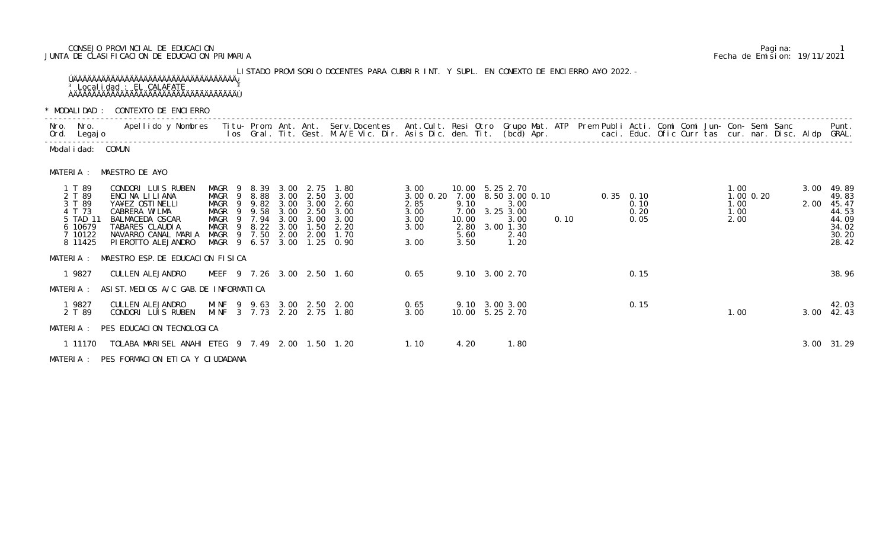CONSEJO PROVINCIAL DE EDUCACION
JUNTA DE CLASIFICACION DE EDUCACION PRIMARIA

Pagina: 1
Fecha de Emision: 19/11/2021

LISTADO PROVISORIO DOCENTES PARA CUBRIR INT. Y SUPL. EN CONEXTO DE ENCIERRO A¥O 2022.-

Localidad : EL CALAFATE

\* MODALIDAD : CONTEXTO DE ENCIERRO

Modalidad: COMUN

MATERIA : MAESTRO DE A¥O

| Nro. Ord. | Nro. Legajo | Apellido y Nombres | Titulos | Prom. Gral. | Ant. Tit. | Ant. Gest. | Serv. Docentes M.A/E Vic. Dir. | Ant. Cult. | Asis | Resi Dic. | Otro den. | Grupo Tit. (bcd) | Mat. Apr. | ATP | Prem | Publi caci. | Acti. Educ. | Comi Ofic | Comi Curr | Jun- tas | Con- cur. | Semi nar. | Sanc Disc. | Aldp | Punt. GRAL. |
|---|---|---|---|---|---|---|---|---|---|---|---|---|---|---|---|---|---|---|---|---|---|---|---|---|---|
| 1 | T 89 | CONDORI LUIS RUBEN | MAGR 9 | 8.39 | 3.00 | 2.75 | 1.80 | 3.00 | | 10.00 | 5.25 | 2.70 | | | | | | | | | 1.00 | | | 3.00 | 49.89 |
| 2 | T 89 | ENCINA LILIANA | MAGR 9 | 8.88 | 3.00 | 2.50 | 3.00 | 3.00 | 0.20 | 7.00 | 8.50 | 3.00 | 0.10 | | | 0.35 | 0.10 | | | | 1.00 | 0.20 | | | 49.83 |
| 3 | T 89 | YA¥EZ OSTINELLI | MAGR 9 | 9.82 | 3.00 | 3.00 | 2.60 | 2.85 | | 9.10 | | 3.00 | | | | | 0.10 | | | | 1.00 | | | 2.00 | 45.47 |
| 4 | T 73 | CABRERA WILMA | MAGR 9 | 9.58 | 3.00 | 2.50 | 3.00 | 3.00 | | 7.00 | 3.25 | 3.00 | | | | | 0.20 | | | | 1.00 | | | | 44.53 |
| 5 | TAD 11 | BALMACEDA OSCAR | MAGR 9 | 7.94 | 3.00 | 3.00 | 3.00 | 3.00 | | 10.00 | | 3.00 | | 0.10 | | | 0.05 | | | | 2.00 | | | | 44.09 |
| 6 | 10679 | TABARES CLAUDIA | MAGR 9 | 8.22 | 3.00 | 1.50 | 2.20 | 3.00 | | 2.80 | 3.00 | 1.30 | | | | | | | | | | | | | 34.02 |
| 7 | 10122 | NAVARRO CANAL MARIA | MAGR 9 | 7.50 | 2.00 | 2.00 | 1.70 | | | 5.60 | | 2.40 | | | | | | | | | | | | | 30.20 |
| 8 | 11425 | PIEROTTO ALEJANDRO | MAGR 9 | 6.57 | 3.00 | 1.25 | 0.90 | 3.00 | | 3.50 | | 1.20 | | | | | | | | | | | | | 28.42 |

MATERIA : MAESTRO ESP. DE EDUCACION FISICA

| Nro. Ord. | Nro. Legajo | Apellido y Nombres | Titulos | Prom. Gral. | Ant. Tit. | Ant. Gest. | Serv. Docentes M.A/E Vic. Dir. | Ant. Cult. | Asis | Resi Dic. | Otro den. | Grupo Tit. (bcd) | Mat. Apr. | ATP | Prem | Publi caci. | Acti. Educ. | Comi Ofic | Comi Curr | Jun- tas | Con- cur. | Semi nar. | Sanc Disc. | Aldp | Punt. GRAL. |
|---|---|---|---|---|---|---|---|---|---|---|---|---|---|---|---|---|---|---|---|---|---|---|---|---|---|
| 1 | 9827 | CULLEN ALEJANDRO | MEEF 9 | 7.26 | 3.00 | 2.50 | 1.60 | 0.65 | | 9.10 | 3.00 | 2.70 | | | | | 0.15 | | | | | | | | 38.96 |

MATERIA : ASIST.MEDIOS A/C GAB.DE INFORMATICA

| Nro. Ord. | Nro. Legajo | Apellido y Nombres | Titulos | Prom. Gral. | Ant. Tit. | Ant. Gest. | Serv. Docentes M.A/E Vic. Dir. | Ant. Cult. | Asis | Resi Dic. | Otro den. | Grupo Tit. (bcd) | Mat. Apr. | ATP | Prem | Publi caci. | Acti. Educ. | Comi Ofic | Comi Curr | Jun- tas | Con- cur. | Semi nar. | Sanc Disc. | Aldp | Punt. GRAL. |
|---|---|---|---|---|---|---|---|---|---|---|---|---|---|---|---|---|---|---|---|---|---|---|---|---|---|
| 1 | 9827 | CULLEN ALEJANDRO | MINF 9 | 9.63 | 3.00 | 2.50 | 2.00 | 0.65 | | 9.10 | 3.00 | 3.00 | | | | | 0.15 | | | | | | | | 42.03 |
| 2 | T 89 | CONDORI LUIS RUBEN | MINF 3 | 7.73 | 2.20 | 2.75 | 1.80 | 3.00 | | 10.00 | 5.25 | 2.70 | | | | | | | | | 1.00 | | | 3.00 | 42.43 |

MATERIA : PES EDUCACION TECNOLOGICA

| Nro. Ord. | Nro. Legajo | Apellido y Nombres | Titulos | Prom. Gral. | Ant. Tit. | Ant. Gest. | Serv. Docentes M.A/E Vic. Dir. | Ant. Cult. | Asis | Resi Dic. | Otro den. | Grupo Tit. (bcd) | Mat. Apr. | ATP | Prem | Publi caci. | Acti. Educ. | Comi Ofic | Comi Curr | Jun- tas | Con- cur. | Semi nar. | Sanc Disc. | Aldp | Punt. GRAL. |
|---|---|---|---|---|---|---|---|---|---|---|---|---|---|---|---|---|---|---|---|---|---|---|---|---|---|
| 1 | 11170 | TOLABA MARISEL ANAHI | ETEG 9 | 7.49 | 2.00 | 1.50 | 1.20 | 1.10 | | 4.20 | | 1.80 | | | | | | | | | | | | 3.00 | 31.29 |

MATERIA : PES FORMACION ETICA Y CIUDADANA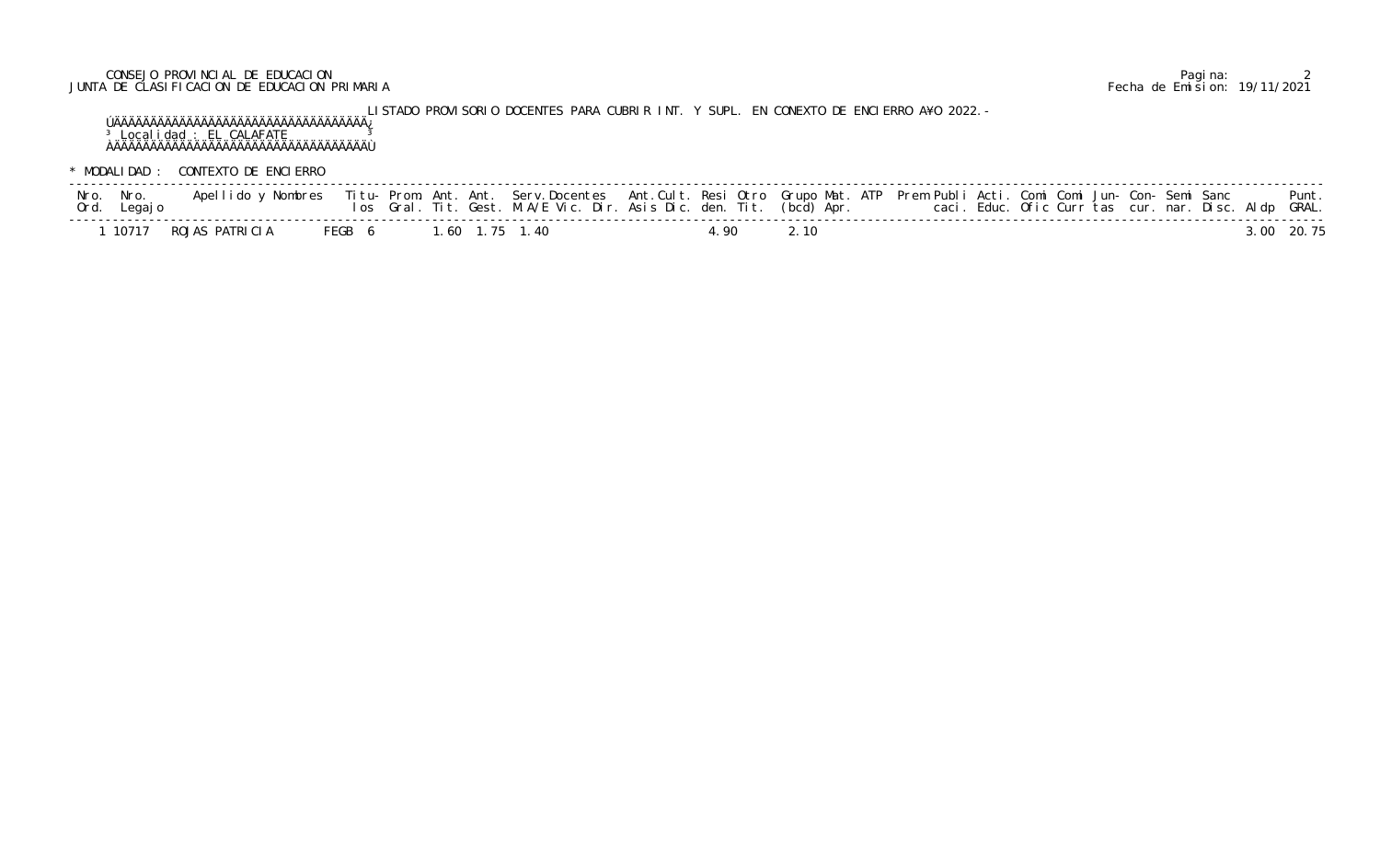CONSEJO PROVINCIAL DE EDUCACION
JUNTA DE CLASIFICACION DE EDUCACION PRIMARIA

Fecha de Emision: 19/11/2021

LISTADO PROVISORIO DOCENTES PARA CUBRIR INT. Y SUPL. EN CONEXTO DE ENCIERRO A¥O 2022.-

Localidad : EL CALAFATE

\* MODALIDAD : CONTEXTO DE ENCIERRO

| Nro. Ord. | Nro. Legajo | Apellido y Nombres | Titulos | Prom. Gral. | Ant. Tit. | Ant. Gest. | Serv.Docentes M.A/E | Vic. | Dir. | Ant.Cult. Asis | Dic. | Resi den. | Otro Tit. | Grupo (bcd) | Mat. Apr. | ATP | Prem | Publicaci. | Acti. Educ. | Comi Ofic | Comi Curr | Jun-tas | Con-cur. | Semi nar. | Sanc Disc. | Aldp | Punt. GRAL. |
|---|---|---|---|---|---|---|---|---|---|---|---|---|---|---|---|---|---|---|---|---|---|---|---|---|---|---|---|
| 1 | 10717 | ROJAS PATRICIA | FEGB 6 | | 1.60 | 1.75 | 1.40 | | | | | 4.90 | | 2.10 | | | | | | | | | | | | 3.00 | 20.75 |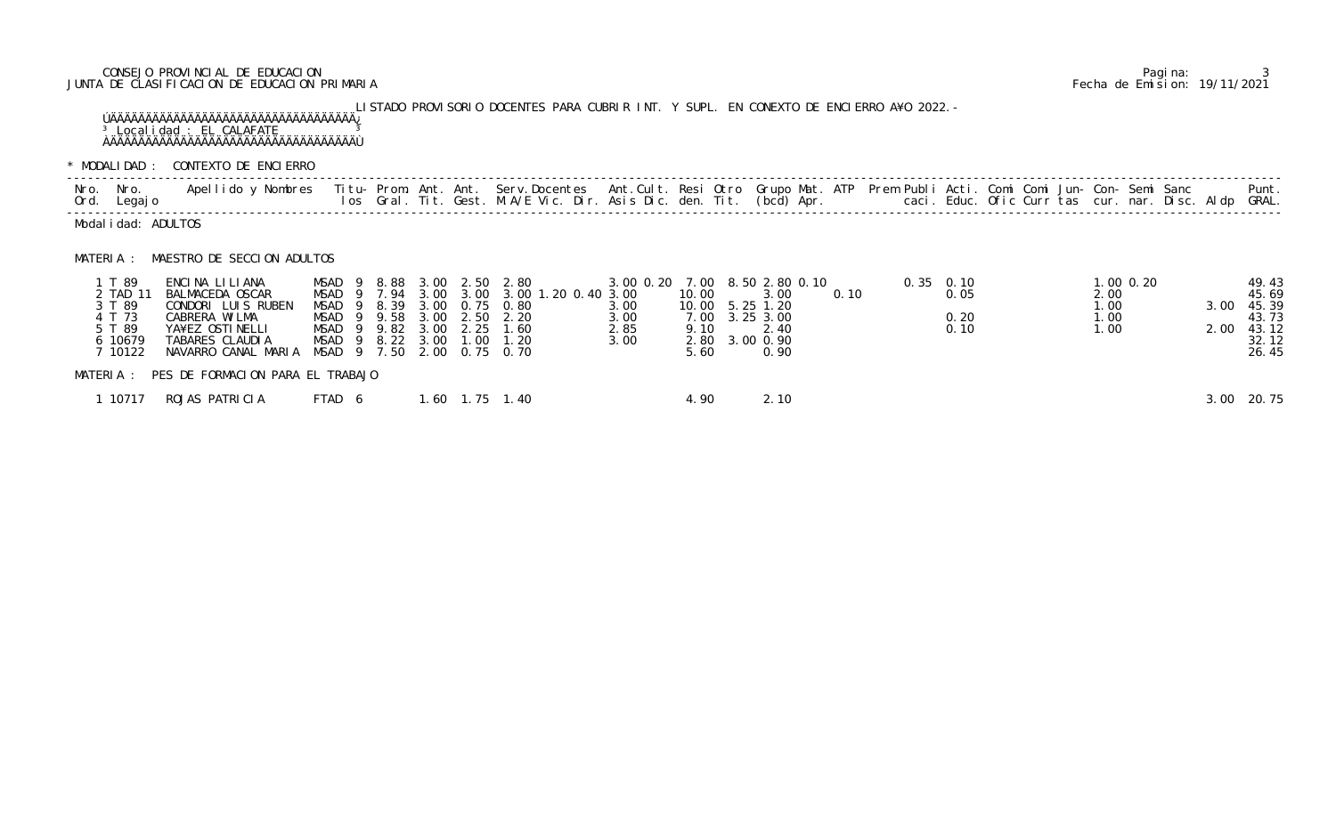CONSEJO PROVINCIAL DE EDUCACION
JUNTA DE CLASIFICACION DE EDUCACION PRIMARIA

Fecha de Emision: 19/11/2021

LISTADO PROVISORIO DOCENTES PARA CUBRIR INT. Y SUPL. EN CONEXTO DE ENCIERRO A¥O 2022.-

Localidad : EL CALAFATE

\* MODALIDAD : CONTEXTO DE ENCIERRO

Modalidad: ADULTOS

MATERIA : MAESTRO DE SECCION ADULTOS

| Nro. Ord. | Nro. Legajo | Apellido y Nombres | Titulos | Prom. Gral. | Ant. Tit. | Ant. Gest. | Serv.Docentes M.A/E | Vic. | Dir. | Ant.Cult. Asis | Dic. | Resi den. | Otro Tit. | Grupo (bcd) | Mat. Apr. | ATP | Prem | Publi caci. | Acti. Educ. | Comi Ofic | Comi Curr | Jun- tas | Con- cur. | Semi nar. | Sanc Disc. | Aldp | Punt. GRAL. |
|---|---|---|---|---|---|---|---|---|---|---|---|---|---|---|---|---|---|---|---|---|---|---|---|---|---|---|---|
| 1 | T 89 | ENCINA LILIANA | MSAD 9 | 8.88 | 3.00 | 2.50 | 2.80 | | | 3.00 | 0.20 | 7.00 | 8.50 | 2.80 | 0.10 | | | 0.35 | 0.10 | | | | 1.00 | 0.20 | | | 49.43 |
| 2 | TAD 11 | BALMACEDA OSCAR | MSAD 9 | 7.94 | 3.00 | 3.00 | 3.00 | 1.20 | 0.40 | 3.00 | | 10.00 | | 3.00 | | 0.10 | | | 0.05 | | | | 2.00 | | | | 45.69 |
| 3 | T 89 | CONDORI LUIS RUBEN | MSAD 9 | 8.39 | 3.00 | 0.75 | 0.80 | | | 3.00 | | 10.00 | 5.25 | 1.20 | | | | | | | | | 1.00 | | | 3.00 | 45.39 |
| 4 | T 73 | CABRERA WILMA | MSAD 9 | 9.58 | 3.00 | 2.50 | 2.20 | | | 3.00 | | 7.00 | 3.25 | 3.00 | | | | | 0.20 | | | | 1.00 | | | | 43.73 |
| 5 | T 89 | YA¥EZ OSTINELLI | MSAD 9 | 9.82 | 3.00 | 2.25 | 1.60 | | | 2.85 | | 9.10 | | 2.40 | | | | | 0.10 | | | | 1.00 | | | 2.00 | 43.12 |
| 6 | 10679 | TABARES CLAUDIA | MSAD 9 | 8.22 | 3.00 | 1.00 | 1.20 | | | 3.00 | | 2.80 | 3.00 | 0.90 | | | | | | | | | | | | | 32.12 |
| 7 | 10122 | NAVARRO CANAL MARIA | MSAD 9 | 7.50 | 2.00 | 0.75 | 0.70 | | | | | 5.60 | | 0.90 | | | | | | | | | | | | | 26.45 |

MATERIA : PES DE FORMACION PARA EL TRABAJO

| Nro. Ord. | Nro. Legajo | Apellido y Nombres | Titulos | Prom. Gral. | Ant. Tit. | Ant. Gest. | Serv.Docentes M.A/E | Vic. | Dir. | Ant.Cult. Asis | Dic. | Resi den. | Otro Tit. | Grupo (bcd) | Mat. Apr. | ATP | Prem | Publi caci. | Acti. Educ. | Comi Ofic | Comi Curr | Jun- tas | Con- cur. | Semi nar. | Sanc Disc. | Aldp | Punt. GRAL. |
|---|---|---|---|---|---|---|---|---|---|---|---|---|---|---|---|---|---|---|---|---|---|---|---|---|---|---|---|
| 1 | 10717 | ROJAS PATRICIA | FTAD 6 | | 1.60 | 1.75 | 1.40 | | | | | 4.90 | | 2.10 | | | | | | | | | | | | 3.00 | 20.75 |